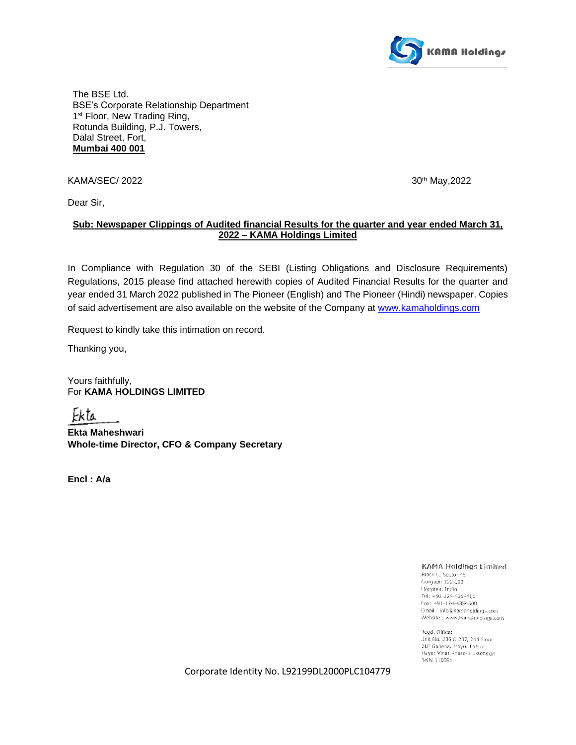KAMA Holdings

The BSE Ltd.
BSE's Corporate Relationship Department
1st Floor, New Trading Ring,
Rotunda Building, P.J. Towers,
Dalal Street, Fort,
**Mumbai 400 001**

KAMA/SEC/ 2022

30th May,2022

Dear Sir,

**Sub: Newspaper Clippings of Audited financial Results for the quarter and year ended March 31, 2022 – KAMA Holdings Limited**

In Compliance with Regulation 30 of the SEBI (Listing Obligations and Disclosure Requirements) Regulations, 2015 please find attached herewith copies of Audited Financial Results for the quarter and year ended 31 March 2022 published in The Pioneer (English) and The Pioneer (Hindi) newspaper. Copies of said advertisement are also available on the website of the Company at www.kamaholdings.com

Request to kindly take this intimation on record.

Thanking you,

Yours faithfully,
For **KAMA HOLDINGS LIMITED**

Ekta

**Ekta Maheshwari**
**Whole-time Director, CFO & Company Secretary**

**Encl : A/a**

KAMA Holdings Limited
Block-C, Sector-45
Gurgaon 122 003
Haryana, India
Tel: +91-124-4354400
Fax: +91-124-4354500
Email : info@kamaholdings.com
Website : www.kamaholdings.com

Regd. Office:
Unit No. 236 & 237, 2nd Floor
DLF Galleria, Mayur Palace
Mayur Vihar Phase-1 Extension
Delhi 110091

Corporate Identity No. L92199DL2000PLC104779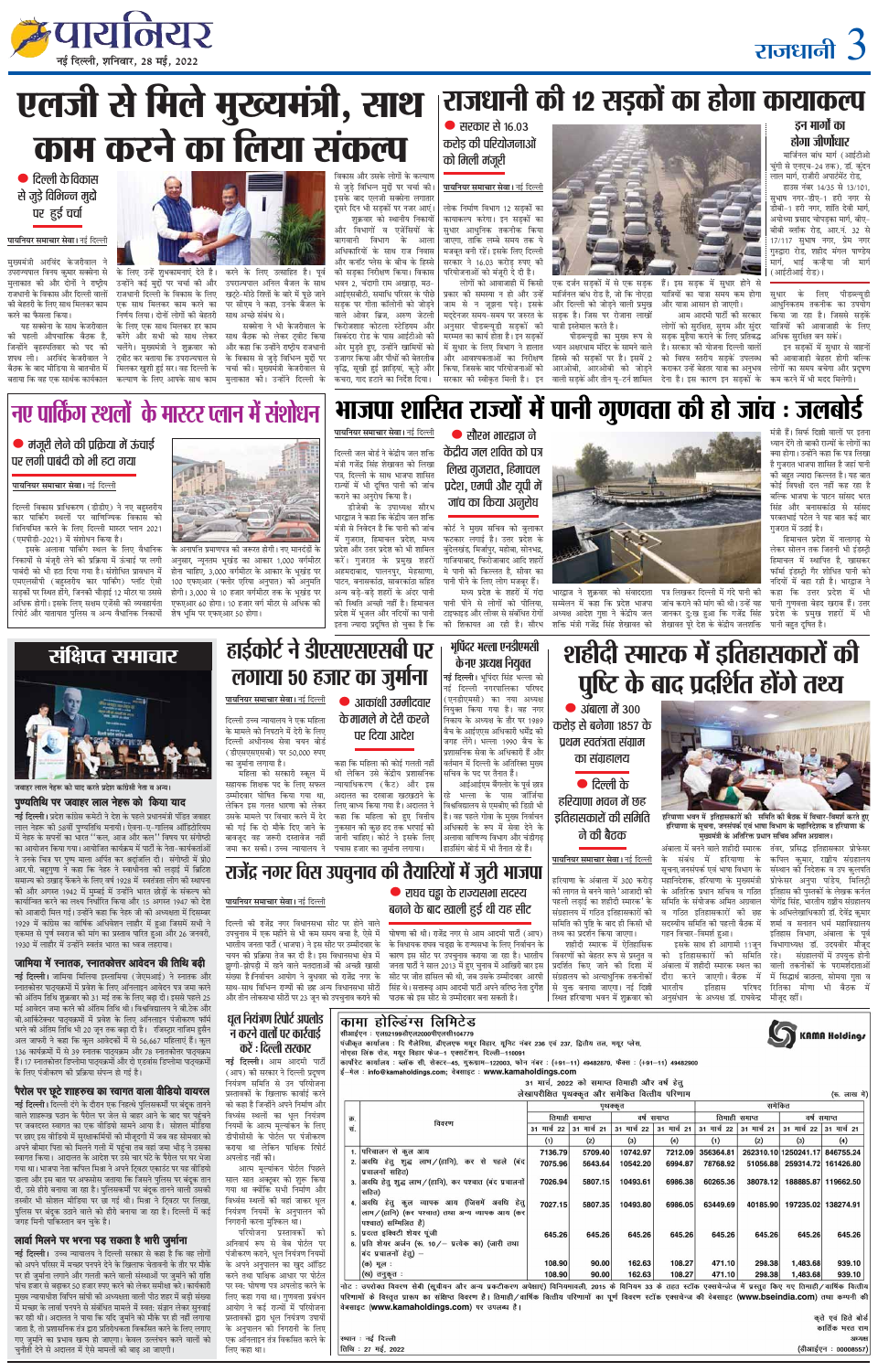# एलजी से मिले मुख्यमंत्री, साथ काम करने का लिया संकल्प

- दिल्ली के विकास से जुड़े विभिन्न मुद्दों पर हुई चर्चा

**पायनियर समाचार सेवा। नई दिल्ली**

मुख्यमंत्री अरविंद केजरीवाल ने उपराज्यपाल विनय कुमार सक्सेना से मुलाकात की और दोनों ने राष्ट्रीय राजधानी के विकास और दिल्ली वालों की बेहतरी के लिए साथ मिलकर काम करने का फैसला किया। यह सक्सेना के साथ केजरीवाल की पहली औपचारिक बैठक है, जिन्होंने बृहस्पतिवार को पद की शपथ ली। अरविंद केजरीवाल ने बैठक के बाद मीडिया से बातचीत में बताया कि वह एक सार्थक कार्यकाल के लिए उन्हें शुभकामनाएं देते हैं। उन्होंने कई मुद्दों पर चर्चा की और राजधानी दिल्ली के विकास के लिए एक साथ मिलकर काम करने का निर्णय लिया। दोनों लोगों की बेहतरी के लिए एक साथ मिलकर हर काम करेंगे और सभी को साथ लेकर चलेंगे। मुख्यमंत्री ने शुक्रवार को ट्वीट कर बताया कि उपराज्यपाल से मिलकर खुशी हुई। वह दिल्ली के कल्याण के लिए आपके साथ काम करने के लिए उत्साहित हैं। पूर्व उपराज्यपाल अनिल बैजल के साथ खट्टे-मीठे रिश्तों के बारे में पूछे जाने पर सीएम ने कहा, उनके बैजल के साथ अच्छे संबंध थे।

सक्सेना ने भी केजरीवाल के साथ बैठक को लेकर ट्वीट किया और कहा कि उन्होंने राष्ट्रीय राजधानी के विकास से जुड़े विभिन्न मुद्दों पर चर्चा की। मुख्यमंत्री केजरीवाल से मुलाकात की। उन्होंने दिल्ली के विकास और उसके लोगों के कल्याण से जुड़े विभिन्न मुद्दों पर चर्चा की। इसके बाद दिल्ली सक्सेना लगातार दूसरे दिन भी सड़कों पर नजर आए। शुक्रवार को स्थानीय निकायों और विभागों व एजेंसियों के बागवानी विभाग के आला अधिकारियों के साथ राज निवास और कनॉट प्लेस के बीच के हिस्से की सड़कों का निरीक्षण किया। विकास भवन 2, चंदगी राम अखाड़ा, म्हा-आईएसबीटी, समाधि परिसर के पीछे सड़क पर गीता कॉलोनी को जोड़ने वाले ओवर ब्रिज, अरुण जेटली फिरोजशाह कोटला स्टेडियम और सिकंदरा रोड के पास आईटीओ की ओर मुड़ते हुए, उन्होंने खामियों को उजागर किया और पौधों की बेतरतीब वृद्धि, सूखी हुई झाड़ियां, कूड़े और कचरा, गाद हटाने का निर्देश दिया।

# राजधानी की 12 सड़कों का होगा कायाकल्प

- सरकार से 16.03 करोड़ की परियोजनाओं को मिली मंजूरी

**पायनियर समाचार सेवा। नई दिल्ली**

लोक निर्माण विभाग 12 सड़कों का कायाकल्प करेगा। इन सड़कों का सुधार आधुनिक तकनीक से किया जाएगा, ताकि लम्बे समय तक ये मजबूत बनी रहें। इसके लिए दिल्ली सरकार ने 16.03 करोड़ रुपए की परियोजनाओं को मंजूरी दे दी है।

लोगों को आवाजाही में किसी प्रकार की समस्या न हो और उन्हें जाम से न जूझना पड़े। इसके मद्देनजर समय-समय पर जरूरत के अनुसार पीडब्ल्यूडी सड़कों की मरम्मत का कार्य होता है। इन सड़कों में सुधार के लिए विभाग ने हालात और जरूरतों का निर्धारण किया, जिसके बाद परियोजनाओं को सरकार की स्वीकृति मिली है। इन एक दर्जन सड़कों में से एक सड़क मार्जिनल बांध रोड है, जो कि नोएडा और दिल्ली को जोड़ने वाली प्रमुख सड़क है। जिस पर रोजाना लाखों वाहनों का प्रयोग करते हैं।

पीडब्ल्यूडी का मुख्य रूप से ध्यान अक्षरधाम मंदिर के सामने वाले हिस्से की सड़कों पर है। इसमें 2 आरओबी, आरओबी को जोड़ने वाली सड़कें और तीन यू-टर्न शामिल हैं। इस सड़क में सुधार होने से यात्रियों का यात्रा समय कम होगा और यात्रा आसान हो जाएगी।

आम आदमी पार्टी की सरकार लोगों को सुरक्षित, सुगम और सुंदर सड़क मुहैया कराने के लिए प्रतिबद्ध है। सरकार की योजना दिल्ली वालों को विश्व स्तरीय सड़क उपलब्ध कराकर उन्हें बेहतर यात्रा का अनुभव देना है। इस कारण इन सड़कों के सुधार के लिए पीडब्ल्यूडी आधुनिकतम तकनीक का उपयोग किया जा रहा है। जिससे सड़कें यात्रियों की आवाजाही के लिए अधिक सुरक्षित बन सकें।

इन सड़कों में सुधार से वाहनों की आवाजाही बेहतर होगी बल्कि लोगों का समय बचेगा और प्रदूषण कम करने में भी मदद मिलेगी।

### इन मार्गों का होगा जीर्णोद्धार

मार्जिनल बांध मार्ग (आईटीओ चुंगी से एनएच-24 तक), डॉ. कृष्णन लाल मार्ग, गाजीपुर अपार्टमेंट रोड, हाउस नंबर 14/35 से 13/101, सुभाष नगर-डीए-1 हरी नगर से डीबी-1 हरी नगर, शांति देवी मार्ग, अयोध्या प्रसाद चौपड़ा मार्ग, बीए-सीजी क्लर्क रोड, आर.ए. 32 से 17/117 सुभाष नगर, प्रेम नगर गुरुद्वारा रोड, शहीद मंगल पाण्डेय मार्ग, भाई कन्हैया जी मार्ग (आईटीआई रोड)।

# नए पार्किंग स्थलों के मास्टर प्लान में संशोधन

- मंजूरी लेने की प्रक्रिया में ऊंचाई पर लगी पाबंदी को भी हटा गया

**पायनियर समाचार सेवा। नई दिल्ली**

दिल्ली विकास प्राधिकरण (डीडीए) ने नए बहुस्तरीय कार पार्किंग स्थलों पर वाणिज्यिक विकास को विनियमित करने के लिए दिल्ली मास्टर प्लान 2021 (एमपीडी-2021) में संशोधन किया है।

इसके अलावा पार्किंग स्थल के लिए वैधानिक निकायों से मंजूरी लेने की प्रक्रिया में ऊंचाई पर लगी पाबंदी को भी हटा दिया गया है। संशोधित प्रावधान में एमएलसीपी (बहुस्तरीय कार पार्किंग) प्लॉट ऐसी सड़कों पर स्थित होंगे, जिनकी चौड़ाई 12 मीटर या उससे अधिक होगी। इसके लिए स्थानीय एजेंसी की व्यवहार्यता रिपोर्ट और यातायात पुलिस व अन्य वैधानिक निकायों की अनापत्ति प्रमाणपत्र की जरूरत होगी। नए मानदंडों के अनुसार, न्यूनतम भूखंड का आकार 1,000 वर्गमीटर होना चाहिए, 3,000 वर्गमीटर के आकार के भूखंड पर 100 एफएआर (फ्लोर एरिया अनुपात) की अनुमति होगी। 3,000 से 10 हजार वर्गमीटर तक के भूखंड पर एफएआर 60 होगा। 10 हजार वर्ग मीटर से अधिक की शेष भूमि पर एफएआर 50 होगा।

# भाजपा शासित राज्यों में पानी गुणवत्ता की हो जांच : जलबोर्ड

- सौरभ भारद्वाज ने केंद्रीय जल शक्ति को पत्र लिख गुजरात, हिमाचल प्रदेश, एमपी और यूपी में जांच का किया अनुरोध

**पायनियर समाचार सेवा। नई दिल्ली**

दिल्ली जल बोर्ड ने केंद्रीय जल शक्ति मंत्री गजेंद्र सिंह शेखावत को लिखा पत्र, दिल्ली के साथ भाजपा शासित राज्यों में भी दूषित पानी की जांच कराने का अनुरोध किया है। डीजेबी के उपाध्यक्ष सौरभ भारद्वाज ने कहा कि केंद्रीय जल शक्ति मंत्री से निवेदन है कि पानी की जांच में गुजरात, हिमाचल प्रदेश, मध्य प्रदेश, उत्तर प्रदेश को भी शामिल करें। गुजरात के प्रमुख शहरों अहमदाबाद, पालनपुर, मेहसाणा, पाटन, बनासकांठा, साबरकांठा सहित अन्य बड़े-बड़े शहरों के अंदर पानी की स्थिति अच्छी नहीं है। हिमाचल प्रदेश में भूजल और नदियों का पानी इतना ज्यादा प्रदूषित हो चुका है कि कोर्ट ने मुख्य सचिव को बुलाकर फटकार लगाई है। उत्तर प्रदेश के बुंदेलखंड, मिर्जापुर, महोबा, सोनभद्र, गाजियाबाद, फिरोजाबाद आदि शहरों में पानी की किल्लत है, सीवर का पानी पीने के लिए लोग मजबूर हैं।

मध्य प्रदेश के शहरों में गंदा पानी पीने से लोगों को पीलिया, टाइफाइड और हैजा से संबंधित रोगों की शिकायत आ रही है। सौरभ भारद्वाज ने संवाददाता सम्मेलन में कहा कि प्रदेश भाजपा शक्ति मंत्री गजेंद्र सिंह शेखावत को पत्र लिखकर दिल्ली में गंदे पानी की जांच कराने की मांग की थी। उन्हें यह जानकर दुःख हुआ कि गजेंद्र सिंह शेखावत पूरे देश के केंद्रीय जलशक्ति मंत्री हैं। सिर्फ दिल्ली वालों पर इतना ध्यान देंगे तो बाकी राज्यों के लोगों का क्या होगा। उन्होंने कहा कि पत्र लिखा है गुजरात भाजपा शासित है जहां पानी की बहुत ज्यादा किल्लत है। यह बात कोई छिपी हुई नहीं रह गई है बल्कि भाजपा के पाटन सांसद भरत सिंह और बनासकांठा से सांसद परबतभाई पटेल ने यह बात कई बार गुजरात में उठाई है।

हिमाचल प्रदेश में नालागढ़ से लेकर सोलन तक जितनी भी इंडस्ट्री हिमाचल में स्थापित है, खासकर फार्मा इंडस्ट्री गैर शोधित पानी को नदियों में बहा रही है। भारद्वाज ने कहा कि उत्तर प्रदेश में भी पानी गुणवत्ता बेहद खराब है। उत्तर प्रदेश के प्रमुख शहरों में भी पानी बहुत दूषित है।

## संक्षिप्त समाचार

जवाहर लाल नेहरू को याद करते प्रदेश कांग्रेस नेता व अन्य।

### पुण्यतिथि पर जवाहर लाल नेहरू को किया याद

**नई दिल्ली।** प्रदेश कांग्रेस कमेटी ने देश के पहले प्रधानमंत्री पंडित जवाहर लाल नेहरू की 58वीं पुण्यतिथि मनाई। ऐवान-ए-गालिब ऑडिटोरियम में नेहरू के सपनों का भारत "कल, आज और कल" विषय पर संगोष्ठी का आयोजन किया गया। आयोजित कार्यक्रम में पार्टी के नेता-कार्यकर्ताओं ने उनके चित्र पर पुष्प माला अर्पित कर श्रद्धांजलि दी। संगोष्ठी में प्रो आर.पी. बहुगुणा ने कहा कि नेहरू ने स्वाधीनता की लड़ाई में ब्रिटिश साम्राज्य को उखाड़ फेंकने के लिए वर्ष 1928 में स्वतंत्रता लीग की स्थापना की और अगस्त 1942 में मुम्बई में उन्होंने भारत छोड़ो के संकल्प को कार्यान्वित करने का प्रस्ताव किया और 15 अगस्त 1947 को देश को आजादी मिल गई। उन्होंने कहा कि नेहरू जी की अध्यक्षता में दिसम्बर 1929 में कांग्रेस का वार्षिक अधिवेशन लाहौर में हुआ जिसमें सभी ने एकमत से पूर्ण स्वराज की मांग का प्रस्ताव पारित हुआ और 26 जनवरी, 1930 में लाहौर में उन्होंने स्वतंत्र भारत का ध्वज लहराया।

### जामिया में स्नातक, स्नातकोत्तर आवेदन की तिथि बढ़ी

**नई दिल्ली।** जामिया मिलिया इस्लामिया (जेएमआई) ने स्नातक और स्नातकोत्तर पाठ्यक्रमों में प्रवेश के लिए ऑनलाइन आवेदन पत्र जमा करने की अंतिम तिथि बढ़ाकर 31 मई तक के लिए बढ़ा दी। इससे पहले 25 मई आवेदन जमा करने की अंतिम तिथि थी। विश्वविद्यालय ने बी.टेक और बी.आर्किटेक्चर पाठ्यक्रमों में प्रवेश के लिए ऑनलाइन पंजीकरण फॉर्म भरने की अंतिम तिथि भी 20 जून तक बढ़ा दी है। रजिस्ट्रार नाजिम हुसैन अल जाफरी ने कहा कि कुल आवेदकों में से 56,667 महिलाएं हैं। कुल 136 कार्यक्रमों में से 39 स्नातक पाठ्यक्रम और 78 स्नातकोत्तर पाठ्यक्रम हैं। 17 स्नातकोत्तर डिप्लोमा पाठ्यक्रमों और दो एडवांस डिप्लोमा पाठ्यक्रमों के लिए पंजीकरण की प्रक्रिया संपन्न हो गई है।

### पैरोल पर छूटे शातिर का स्वागत वाला वीडियो वायरल

**नई दिल्ली।** दिल्ली देने के दौरान एक निहत्थे पुलिसकर्मी पर चाकू से हमला करने वाले शातिर को पैरोल पर जेल से बाहर आने के बाद घर पहुंचने पर जबरदस्त स्वागत का एक वीडियो वायरल हो रहा है। सोशल मीडिया पर वायरल वीडियो में आरोपी का भव्य स्वागत किया गया। पुलिस ने बताया कि आरोपी पर कई मामले दर्ज हैं और उसे पिछले साल गिरफ्तार किया गया था। वीडियो में लोग उसे कंधों पर उठाकर जश्न मनाते दिख रहे हैं। पुलिसकर्मियों पर किए गए हमले के मामले में पुलिस ने जांच शुरू कर दी है और वीडियो की पड़ताल की जा रही है। दिल्ली में कई जगह मिलते पालिकारन बन चुके हैं।

### लार्वा मिलने पर भरना पड़ सकता है भारी जुर्माना

**नई दिल्ली।** उच्च न्यायालय ने दिल्ली सरकार से कहा है कि वह लोगों को अपने परिसर में मच्छर पनपने देने के खिलाफ चेतावनी के तौर पर भीड़ पर भी जुर्माना लगाने और गलती करने वाली संस्थाओं पर जुर्माने की राशि पांच हजार से बढ़ाकर 50 हजार रुपए करने को लेकर समीक्षा करे। मुख्य न्यायाधीश विपिन सांघी की अध्यक्षता वाली पीठ ने कहा कि मच्छर जनित बीमारियों के प्रसार को रोकने के लिए संबंधित कानून में बदलाव किया जाना चाहिए। अदालत ने कहा कि जुर्माना इतना हो कि लोग इसे गंभीरता से लें। अदालत ने इस मामले में प्रशासनिक निकायों से जवाब मांगा है।

# हाईकोर्ट ने डीएसएसएसबी पर लगाया 50 हजार का जुर्माना

- आकांक्षी उम्मीदवार के मामले में देरी करने पर दिया आदेश

**पायनियर समाचार सेवा। नई दिल्ली**

दिल्ली उच्च न्यायालय ने एक महिला के मामले को निपटाने में देरी के लिए दिल्ली अधीनस्थ सेवा चयन बोर्ड (डीएसएसएसबी) पर 50,000 रुपए का जुर्माना लगाया है। महिला को सरकारी स्कूल में सहायक शिक्षक पद के लिए सफल उम्मीदवार घोषित किया गया था, लेकिन इस मामले में उसके मामले पर विचार करने में देर की गई कि दो मौके दिए जाने के बावजूद वह जरूरी दस्तावेज जमा नहीं कर सकी। उच्च न्यायालय ने कहा कि महिला की कोई गलती नहीं थी लेकिन उसे केवल प्रशासनिक न्यायाधिकरण (कैट) और इस अदालत का दरवाजा खटखटाने के लिए बाध्य किया गया है। अदालत ने कहा कि महिला को हुए वित्तीय नुकसान की कुछ हद तक भरपाई की जानी चाहिए। कोर्ट ने इसके लिए पचास हजार का जुर्माना लगाया।

# भूपिंदर भल्ला एनडीएमसी के नए अध्यक्ष नियुक्त

**नई दिल्ली।** भूपिंदर सिंह भल्ला को नई दिल्ली नगरपालिका परिषद (एनडीएमसी) का नया अध्यक्ष नियुक्त किया गया है। वह नगर निकाय के अध्यक्ष के तौर पर 1989 बैच के आईएएस अधिकारी धर्मेंद्र की जगह लेंगे। भल्ला 1990 बैच के प्रशासनिक सेवा के अधिकारी हैं और वर्तमान में दिल्ली के अतिरिक्त मुख्य सचिव के पद पर तैनात हैं। आईआईएम बैंगलोर के पूर्व छात्र रहे भल्ला के पास जॉर्जिया विश्वविद्यालय से एमबीए की डिग्री भी है। वह पहले गोवा के मुख्य निर्वाचन अधिकारी के रूप में सेवा देने के अलावा वाणिज्य विभाग और हाउसिंग बोर्ड में भी तैनात रहे हैं।

# शहीदी स्मारक में इतिहासकारों की पुष्टि के बाद प्रदर्शित होंगे तथ्य

- अंबाला में 300 करोड़ से बनेगा 1857 के प्रथम स्वतंत्रता संग्राम का संग्रहालय
- दिल्ली के हरियाणा भवन में इतिहासकारों की समिति ने की बैठक

**पायनियर समाचार सेवा। नई दिल्ली**

हरियाणा भवन में इतिहासकारों की समिति की बैठक में विचार-विमर्श करते हुए हरियाणा के सूचना, जनसंपर्क एवं भाषा विभाग के महानिदेशक व हरियाणा के मुख्यमंत्री के अतिरिक्त प्रधान सचिव अमित अग्रवाल।

हरियाणा के अंबाला में 300 करोड़ की लागत से बनने वाले 'आजादी की पहली लड़ाई का शहीदी स्मारक' के संग्रहालय में गठित इतिहासकारों की समिति की पुष्टि के बाद ही किसी भी तथ्य का प्रदर्शन किया जाएगा।

शहीदी स्मारक में ऐतिहासिक विवरणों को बेहतर रूप में प्रस्तुत व प्रदर्शित किए जाने की दिशा में संग्रहालय को अत्याधुनिक तकनीकों से युक्त कराया जाएगा। यह दिशा निर्देश हरियाणा के शुक्रवार को अंबाला में बनने वाले शहीदी स्मारक के संबंध में हरियाणा के सूचना, जनसंपर्क एवं भाषा विभाग के महानिदेशक, हरियाणा के मुख्यमंत्री के अतिरिक्त प्रधान सचिव व गठित समिति के संयोजक अमित अग्रवाल व गठित इतिहासकारों की छह सदस्यीय समिति की पहली बैठक में गहन विचार-विमर्श हुआ।

इसके साथ ही आगामी 11 जून को इतिहासकारों की समिति अंबाला में शहीदी स्मारक स्थल का दौरा करने जाएगी। बैठक में भारतीय इतिहास परिषद अनुसंधान के अध्यक्ष डॉ. रघुवेन्द्र तंवर, प्रसिद्ध इतिहासकार प्रोफेसर कपिल कुमार, राष्ट्रीय संग्रहालय नई दिल्ली के पूर्व निदेशक व कुरुक्षेत्र विश्वविद्यालय के प्रोफेसर अनुपा पांडेय, फिल्लौरी इतिहास की पुस्तकों के लेखक कर्नल योगेंद्र सिंह, भारतीय राष्ट्रीय संग्रहालय के अभिलेखाधिकारी डॉ. देवेंद्र कुमार शर्मा व सनातन धर्म महाविद्यालय इतिहास विभाग, अंबाला के पूर्व विभागाध्यक्ष डॉ. उदयवीर सिंह रहे। संग्रहालय में प्रदर्शन के लिए वालों तकनीकों के परामर्शदाताओं की टीम के सदस्य, सोमया गुप्ता व रितिका मीणा भी बैठक में मौजूद थीं।

# राजेंद्र नगर विस उपचुनाव की तैयारियों में जुटी भाजपा

- राघव चड्ढा के राज्यसभा सदस्य बनने के बाद खाली हुई थी यह सीट

**पायनियर समाचार सेवा। नई दिल्ली**

दिल्ली की राजेंद्र नगर विधानसभा सीट पर होने वाले उपचुनाव में एक महीने से भी कम समय बचा है, ऐसे में भारतीय जनता पार्टी (भाजपा) ने इस सीट पर उम्मीदवार के चयन की प्रक्रिया तेज कर दी है। इस विधानसभा क्षेत्र में झुग्गी-झोपड़ी में रहने वाले मतदाताओं की अच्छी खासी संख्या है। निर्वाचन आयोग ने बुधवार को राजेंद्र नगर के साथ-साथ विभिन्न राज्यों की छह अन्य विधानसभा सीटों और तीन लोकसभा सीटों पर 23 जून को उपचुनाव कराने की घोषणा की थी। राजेंद्र नगर से आम आदमी पार्टी (आप) के विधायक राघव चड्ढा के राज्यसभा के लिए निर्वाचन के बाद यह सीट खाली हो गई थी। भाजपा ने साल 2013 में हुए चुनाव में आखिरी बार इस सीट पर जीत हासिल की थी, जब उसके उम्मीदवार आरपी सिंह विजयी रहे थे। सत्तारूढ़ आम आदमी पार्टी अपने वरिष्ठ नेता दुर्गेश पाठक को इस सीट से उम्मीदवार बना सकती है।

# धूल नियंत्रण रिपोर्ट अपलोड न करने वालों पर कार्रवाई करें : दिल्ली सरकार

**नई दिल्ली।** आम आदमी पार्टी (आप) की सरकार ने दिल्ली प्रदूषण नियंत्रण समिति से उन परियोजना प्रस्तावकों के खिलाफ कार्रवाई करने को कहा है जिन्होंने अपने निर्माण और विध्वंस स्थलों का धूल नियंत्रण नियमों के आत्म मूल्यांकन के लिए डीपीसीसी के पोर्टल पर पंजीकरण कराया था लेकिन मासिक रिपोर्ट अपलोड नहीं की।

आत्म मूल्यांकन पोर्टल पिछले साल धूल अवरुद्ध को शुरू किया गया था ताकि सभी निर्माण और विध्वंस स्थलों की जांच बाहरी धूल नियंत्रण नियमों के अनुपालन की निगरानी करना मुश्किल था।

परियोजना प्रस्तावकों को अनिवार्य रूप से वेब पोर्टल पर पंजीकरण करने, धूल नियंत्रण नियमों के अपने अनुपालन का खुद आंकलन करने तथा मासिक आधार पर पोर्टल पर स्व: घोषणा पत्र अपलोड करने के लिए कहा गया था। गुणवत्ता प्रबंधन आयोग ने कई राज्यों में परियोजना प्रस्तावकों द्वारा धूल नियंत्रण उपायों के अनुपालन की निगरानी के लिए एक ऑनलाइन तंत्र विकसित करने के लिए कहा था।

## कामा होल्डिंग्स लिमिटेड

सीआईएन : एल92199डीएल2000पीएलसी104779

पंजीकृत कार्यालय : दि सैलेरियम, डीएलएफ मयूर विहार, यूनिट नंबर 236 एवं 237, द्वितीय तल, मयूर प्लेस, नोएडा लिंक रोड, मयूर विहार फेज-1 एक्सटेंशन, दिल्ली-110091

कार्पोरेट कार्यालय : ब्लॉक सी, सेक्टर-45, गुरूग्राम-122003, हरियाणा। फोन : (+91-11) 49482870, फैक्स : (+91-11) 49482900

ई-मेल : info@kamaholdings.com; वेबसाइट : www.kamaholdings.com

**31 मार्च, 2022 को समाप्त तिमाही और वर्ष हेतु लेखापरीक्षित पृथक्कृत और समेकित वित्तीय परिणाम** (रु. लाख में)

| क्र. सं. | विवरण | पृथक्कृत | | | | समेकित | | | |
|---|---|---|---|---|---|---|---|---|---|
| | | तिमाही समाप्त | | वर्ष समाप्त | | तिमाही समाप्त | | वर्ष समाप्त | |
| | | 31 मार्च 22 | 31 मार्च 21 | 31 मार्च 22 | 31 मार्च 21 | 31 मार्च 22 | 31 मार्च 21 | 31 मार्च 22 | 31 मार्च 21 |
| | | (1) | (2) | (3) | (4) | (1) | (2) | (3) | (4) |
| 1. | परिचालन से कुल आय | 7136.79 | 5709.40 | 10742.97 | 7212.09 | 356364.81 | 262310.10 | 1250241.17 | 846755.24 |
| 2. | अवधि हेतु शुद्ध लाभ/(हानि) कर से पहले (बंद प्रचालनों सहित) | 7075.96 | 5643.64 | 10542.20 | 6994.87 | 78768.92 | 51056.88 | 259314.72 | 161426.80 |
| 3. | अवधि हेतु शुद्ध लाभ/(हानि) कर पश्चात (बंद प्रचालनों सहित) | 7026.94 | 5807.15 | 10493.61 | 6986.38 | 60265.36 | 38078.12 | 188885.87 | 119662.50 |
| 4. | अवधि हेतु कुल व्यापक आय [जिसमें अवधि हेतु लाभ/(हानि) (कर पश्चात) तथा अन्य व्यापक आय (कर पश्चात) सम्मिलित है] | 7027.15 | 5807.35 | 10493.80 | 6986.05 | 63449.69 | 40185.90 | 197235.02 | 138274.91 |
| 5. | प्रदत्त इक्विटी शेयर पूंजी | 645.26 | 645.26 | 645.26 | 645.26 | 645.26 | 645.26 | 645.26 | 645.26 |
| 6. | प्रति शेयर अर्जन (रू. 10/- प्रत्येक का) (जारी तथा बंद प्रचालनों हेतु)- | | | | | | | | |
| | (क) मूल : | 108.90 | 90.00 | 162.63 | 108.27 | 471.10 | 298.38 | 1,483.68 | 939.10 |
| | (ख) तनुकृत : | 108.90 | 90.00 | 162.63 | 108.27 | 471.10 | 298.38 | 1,483.68 | 939.10 |

नोट : उपरोक्त विवरण सेबी (सूचीयन और अन्य प्रकटीकरण अपेक्षाएं) विनियमावली, 2015 के विनियम 33 के तहत स्टॉक एक्सचेंज में प्रस्तुत किए गए तिमाही/वार्षिक वित्तीय परिणामों के विस्तृत प्रारूप का सारांश विवरण है। तिमाही/वार्षिक वित्तीय परिणामों का पूर्ण विवरण स्टॉक एक्सचेंज की वेबसाइट (www.bseindia.com) तथा कंपनी की वेबसाइट (www.kamaholdings.com) पर उपलब्ध है।

स्थान : नई दिल्ली
तिथि : 27 मई, 2022

कृते एवं हिते बोर्ड
कार्तिकेय भरत राम
अध्यक्ष
(डीआईएन : 00008557)